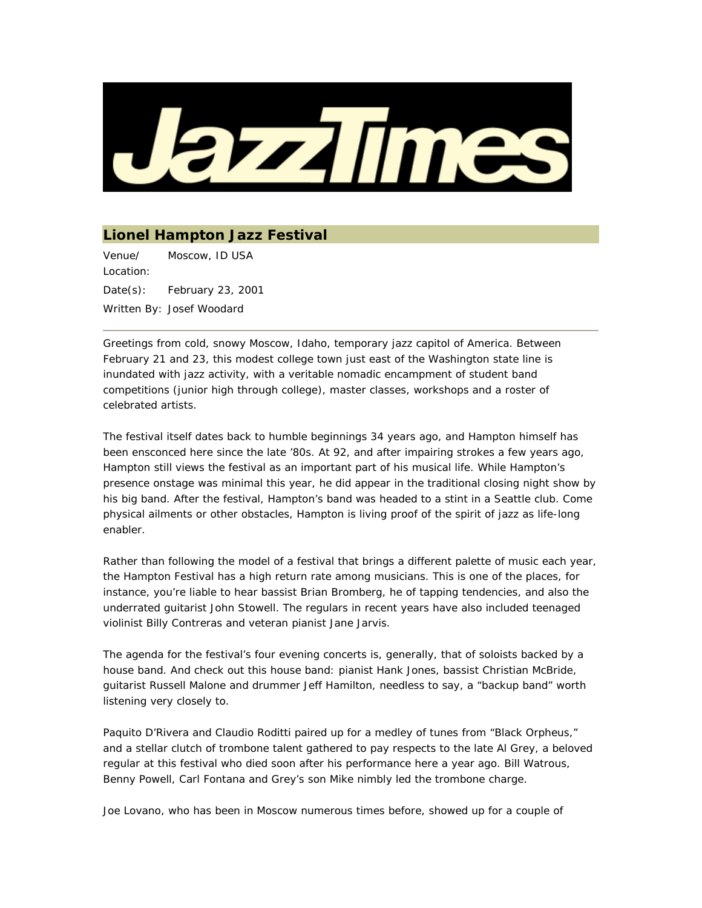# JazzTimes

## Lionel Hampton Jazz Festival

Venue/ Location: Moscow, ID USA

Date(s): February 23, 2001

Written By: Josef Woodard

---

Greetings from cold, snowy Moscow, Idaho, temporary jazz capitol of America. Between February 21 and 23, this modest college town just east of the Washington state line is inundated with jazz activity, with a veritable nomadic encampment of student band competitions (junior high through college), master classes, workshops and a roster of celebrated artists.

The festival itself dates back to humble beginnings 34 years ago, and Hampton himself has been ensconced here since the late '80s. At 92, and after impairing strokes a few years ago, Hampton still views the festival as an important part of his musical life. While Hampton's presence onstage was minimal this year, he did appear in the traditional closing night show by his big band. After the festival, Hampton's band was headed to a stint in a Seattle club. Come physical ailments or other obstacles, Hampton is living proof of the spirit of jazz as life-long enabler.

Rather than following the model of a festival that brings a different palette of music each year, the Hampton Festival has a high return rate among musicians. This is one of the places, for instance, you're liable to hear bassist Brian Bromberg, he of tapping tendencies, and also the underrated guitarist John Stowell. The regulars in recent years have also included teenaged violinist Billy Contreras and veteran pianist Jane Jarvis.

The agenda for the festival's four evening concerts is, generally, that of soloists backed by a house band. And check out this house band: pianist Hank Jones, bassist Christian McBride, guitarist Russell Malone and drummer Jeff Hamilton, needless to say, a "backup band" worth listening very closely to.

Paquito D'Rivera and Claudio Roditti paired up for a medley of tunes from "Black Orpheus," and a stellar clutch of trombone talent gathered to pay respects to the late Al Grey, a beloved regular at this festival who died soon after his performance here a year ago. Bill Watrous, Benny Powell, Carl Fontana and Grey's son Mike nimbly led the trombone charge.

Joe Lovano, who has been in Moscow numerous times before, showed up for a couple of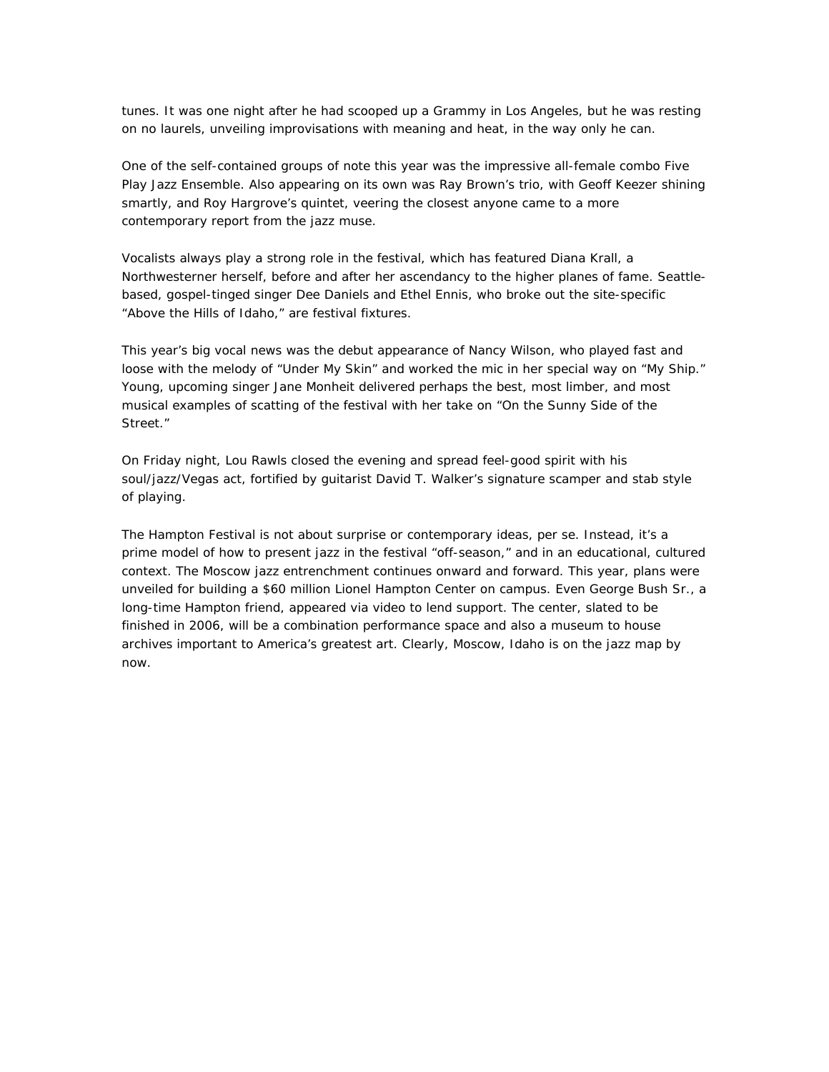tunes. It was one night after he had scooped up a Grammy in Los Angeles, but he was resting on no laurels, unveiling improvisations with meaning and heat, in the way only he can.

One of the self-contained groups of note this year was the impressive all-female combo Five Play Jazz Ensemble. Also appearing on its own was Ray Brown's trio, with Geoff Keezer shining smartly, and Roy Hargrove's quintet, veering the closest anyone came to a more contemporary report from the jazz muse.

Vocalists always play a strong role in the festival, which has featured Diana Krall, a Northwesterner herself, before and after her ascendancy to the higher planes of fame. Seattle-based, gospel-tinged singer Dee Daniels and Ethel Ennis, who broke out the site-specific "Above the Hills of Idaho," are festival fixtures.

This year's big vocal news was the debut appearance of Nancy Wilson, who played fast and loose with the melody of "Under My Skin" and worked the mic in her special way on "My Ship." Young, upcoming singer Jane Monheit delivered perhaps the best, most limber, and most musical examples of scatting of the festival with her take on "On the Sunny Side of the Street."

On Friday night, Lou Rawls closed the evening and spread feel-good spirit with his soul/jazz/Vegas act, fortified by guitarist David T. Walker's signature scamper and stab style of playing.

The Hampton Festival is not about surprise or contemporary ideas, per se. Instead, it's a prime model of how to present jazz in the festival "off-season," and in an educational, cultured context. The Moscow jazz entrenchment continues onward and forward. This year, plans were unveiled for building a $60 million Lionel Hampton Center on campus. Even George Bush Sr., a long-time Hampton friend, appeared via video to lend support. The center, slated to be finished in 2006, will be a combination performance space and also a museum to house archives important to America's greatest art. Clearly, Moscow, Idaho is on the jazz map by now.